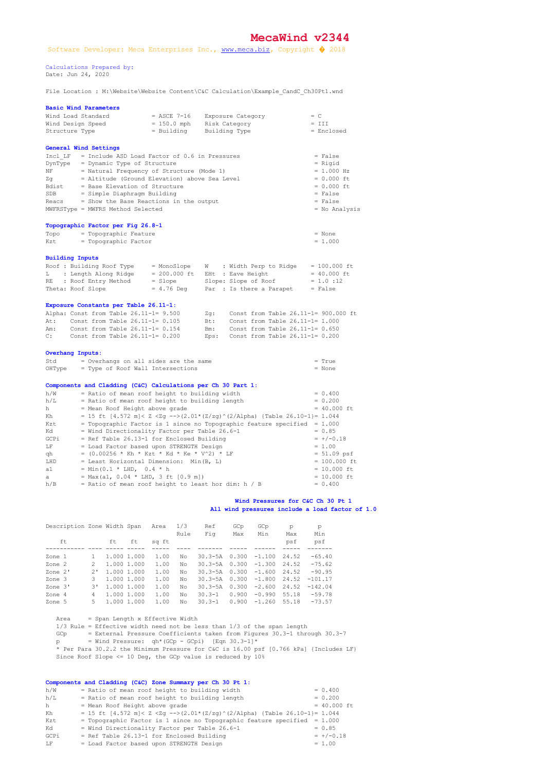# MecaWind v2344

Software Developer: Meca Enterprises Inc., www.meca.biz, Copyright � 2018

Calculations Prepared by:
Date: Jun 24, 2020

File Location : M:\Website\Website Content\C&C Calculation\Example_CandC_Ch30Pt1.wnd

**Basic Wind Parameters**

```
Wind Load Standard          = ASCE 7-16    Exposure Category          = C
Wind Design Speed           = 150.0 mph    Risk Category              = III
Structure Type              = Building     Building Type              = Enclosed
```

**General Wind Settings**

```
Incl_LF   = Include ASD Load Factor of 0.6 in Pressures                 = False
DynType   = Dynamic Type of Structure                                   = Rigid
NF        = Natural Frequency of Structure (Mode 1)                     = 1.000 Hz
Zg        = Altitude (Ground Elevation) above Sea Level                 = 0.000 ft
Bdist     = Base Elevation of Structure                                 = 0.000 ft
SDB       = Simple Diaphragm Building                                   = False
Reacs     = Show the Base Reactions in the output                       = False
MWFRSType = MWFRS Method Selected                                       = No Analysis
```

**Topographic Factor per Fig 26.8-1**

```
Topo      = Topographic Feature                                         = None
Kzt       = Topographic Factor                                          = 1.000
```

**Building Inputs**

```
Roof : Building Roof Type      = MonoSlope    W    : Width Perp to Ridge    = 100.000 ft
L    : Length Along Ridge      = 200.000 ft   EHt  : Eave Height            = 40.000 ft
RE   : Roof Entry Method       = Slope        Slope: Slope of Roof          = 1.0 :12
Theta: Roof Slope              = 4.76 Deg     Par  : Is there a Parapet     = False
```

**Exposure Constants per Table 26.11-1:**

```
Alpha: Const from Table 26.11-1= 9.500      Zg:    Const from Table 26.11-1= 900.000 ft
At:    Const from Table 26.11-1= 0.105      Bt:    Const from Table 26.11-1= 1.000
Am:    Const from Table 26.11-1= 0.154      Bm:    Const from Table 26.11-1= 0.650
C:     Const from Table 26.11-1= 0.200      Eps:   Const from Table 26.11-1= 0.200
```

**Overhang Inputs:**

```
Std       = Overhangs on all sides are the same                         = True
OHType    = Type of Roof Wall Intersections                             = None
```

**Components and Cladding (C&C) Calculations per Ch 30 Part 1:**

```
h/W       = Ratio of mean roof height to building width                 = 0.400
h/L       = Ratio of mean roof height to building length                = 0.200
h         = Mean Roof Height above grade                                = 40.000 ft
Kh        = 15 ft [4.572 m]< Z <Zg -->(2.01*(Z/zg)^(2/Alpha) (Table 26.10-1)= 1.044
Kzt       = Topographic Factor is 1 since no Topographic feature specified  = 1.000
Kd        = Wind Directionality Factor per Table 26.6-1                 = 0.85
GCPi      = Ref Table 26.13-1 for Enclosed Building                     = +/-0.18
LF        = Load Factor based upon STRENGTH Design                      = 1.00
qh        = (0.00256 * Kh * Kzt * Kd * Ke * V^2) * LF                   = 51.09 psf
LHD       = Least Horizontal Dimension:  Min(B, L)                      = 100.000 ft
a1        = Min(0.1 * LHD,  0.4 * h                                     = 10.000 ft
a         = Max(a1, 0.04 * LHD, 3 ft [0.9 m])                           = 10.000 ft
h/B       = Ratio of mean roof height to least hor dim: h / B           = 0.400
```

**Wind Pressures for C&C Ch 30 Pt 1**
**All wind pressures include a load factor of 1.0**

| Description | Zone | Width | Span | Area | 1/3 Rule | Ref Fig | GCp Max | GCp Min | p Max | p Min |
|---|---|---|---|---|---|---|---|---|---|---|
| ft | | ft | ft | sq ft | | | | | psf | psf |
| Zone 1 | 1 | 1.000 | 1.000 | 1.00 | No | 30.3-5A | 0.300 | -1.100 | 24.52 | -65.40 |
| Zone 2 | 2 | 1.000 | 1.000 | 1.00 | No | 30.3-5A | 0.300 | -1.300 | 24.52 | -75.62 |
| Zone 2' | 2' | 1.000 | 1.000 | 1.00 | No | 30.3-5A | 0.300 | -1.600 | 24.52 | -90.95 |
| Zone 3 | 3 | 1.000 | 1.000 | 1.00 | No | 30.3-5A | 0.300 | -1.800 | 24.52 | -101.17 |
| Zone 3' | 3' | 1.000 | 1.000 | 1.00 | No | 30.3-5A | 0.300 | -2.600 | 24.52 | -142.04 |
| Zone 4 | 4 | 1.000 | 1.000 | 1.00 | No | 30.3-1 | 0.900 | -0.990 | 55.18 | -59.78 |
| Zone 5 | 5 | 1.000 | 1.000 | 1.00 | No | 30.3-1 | 0.900 | -1.260 | 55.18 | -73.57 |

```
Area     = Span Length x Effective Width
1/3 Rule = Effective width need not be less than 1/3 of the span length
GCp      = External Pressure Coefficients taken from Figures 30.3-1 through 30.3-7
p        = Wind Pressure:  qh*(GCp - GCpi)  [Eqn 30.3-1]*
* Per Para 30.2.2 the Minimum Pressure for C&C is 16.00 psf [0.766 kPa] (Includes LF)
Since Roof Slope <= 10 Deg, the GCp value is reduced by 10%
```

**Components and Cladding (C&C) Zone Summary per Ch 30 Pt 1:**

```
h/W       = Ratio of mean roof height to building width                 = 0.400
h/L       = Ratio of mean roof height to building length                = 0.200
h         = Mean Roof Height above grade                                = 40.000 ft
Kh        = 15 ft [4.572 m]< Z <Zg -->(2.01*(Z/zg)^(2/Alpha) (Table 26.10-1)= 1.044
Kzt       = Topographic Factor is 1 since no Topographic feature specified  = 1.000
Kd        = Wind Directionality Factor per Table 26.6-1                 = 0.85
GCPi      = Ref Table 26.13-1 for Enclosed Building                     = +/-0.18
LF        = Load Factor based upon STRENGTH Design                      = 1.00
```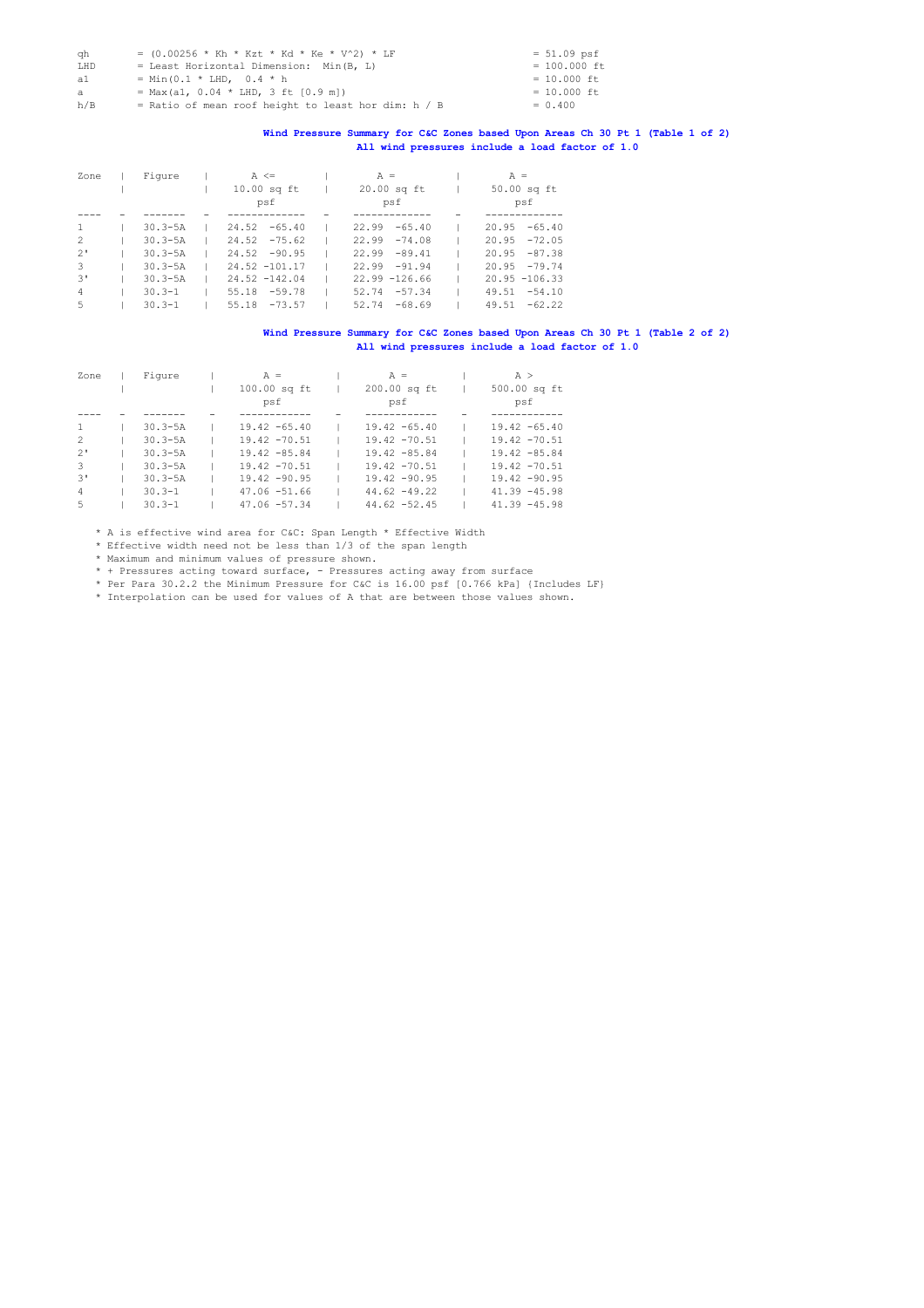| | | |
|---|---|---|
| qh | = (0.00256 * Kh * Kzt * Kd * Ke * V^2) * LF | = 51.09 psf |
| LHD | = Least Horizontal Dimension: Min(B, L) | = 100.000 ft |
| a1 | = Min(0.1 * LHD, 0.4 * h | = 10.000 ft |
| a | = Max(a1, 0.04 * LHD, 3 ft [0.9 m]) | = 10.000 ft |
| h/B | = Ratio of mean roof height to least hor dim: h / B | = 0.400 |

**Wind Pressure Summary for C&C Zones based Upon Areas Ch 30 Pt 1 (Table 1 of 2)**
**All wind pressures include a load factor of 1.0**

| Zone | Figure | A <= 10.00 sq ft psf | | A = 20.00 sq ft psf | | A = 50.00 sq ft psf | |
|---|---|---|---|---|---|---|---|
| 1 | 30.3-5A | 24.52 | -65.40 | 22.99 | -65.40 | 20.95 | -65.40 |
| 2 | 30.3-5A | 24.52 | -75.62 | 22.99 | -74.08 | 20.95 | -72.05 |
| 2' | 30.3-5A | 24.52 | -90.95 | 22.99 | -89.41 | 20.95 | -87.38 |
| 3 | 30.3-5A | 24.52 | -101.17 | 22.99 | -91.94 | 20.95 | -79.74 |
| 3' | 30.3-5A | 24.52 | -142.04 | 22.99 | -126.66 | 20.95 | -106.33 |
| 4 | 30.3-1 | 55.18 | -59.78 | 52.74 | -57.34 | 49.51 | -54.10 |
| 5 | 30.3-1 | 55.18 | -73.57 | 52.74 | -68.69 | 49.51 | -62.22 |

**Wind Pressure Summary for C&C Zones based Upon Areas Ch 30 Pt 1 (Table 2 of 2)**
**All wind pressures include a load factor of 1.0**

| Zone | Figure | A = 100.00 sq ft psf | | A = 200.00 sq ft psf | | A > 500.00 sq ft psf | |
|---|---|---|---|---|---|---|---|
| 1 | 30.3-5A | 19.42 | -65.40 | 19.42 | -65.40 | 19.42 | -65.40 |
| 2 | 30.3-5A | 19.42 | -70.51 | 19.42 | -70.51 | 19.42 | -70.51 |
| 2' | 30.3-5A | 19.42 | -85.84 | 19.42 | -85.84 | 19.42 | -85.84 |
| 3 | 30.3-5A | 19.42 | -70.51 | 19.42 | -70.51 | 19.42 | -70.51 |
| 3' | 30.3-5A | 19.42 | -90.95 | 19.42 | -90.95 | 19.42 | -90.95 |
| 4 | 30.3-1 | 47.06 | -51.66 | 44.62 | -49.22 | 41.39 | -45.98 |
| 5 | 30.3-1 | 47.06 | -57.34 | 44.62 | -52.45 | 41.39 | -45.98 |

- A is effective wind area for C&C: Span Length * Effective Width
- Effective width need not be less than 1/3 of the span length
- Maximum and minimum values of pressure shown.
- + Pressures acting toward surface, - Pressures acting away from surface
- Per Para 30.2.2 the Minimum Pressure for C&C is 16.00 psf [0.766 kPa] {Includes LF}
- Interpolation can be used for values of A that are between those values shown.